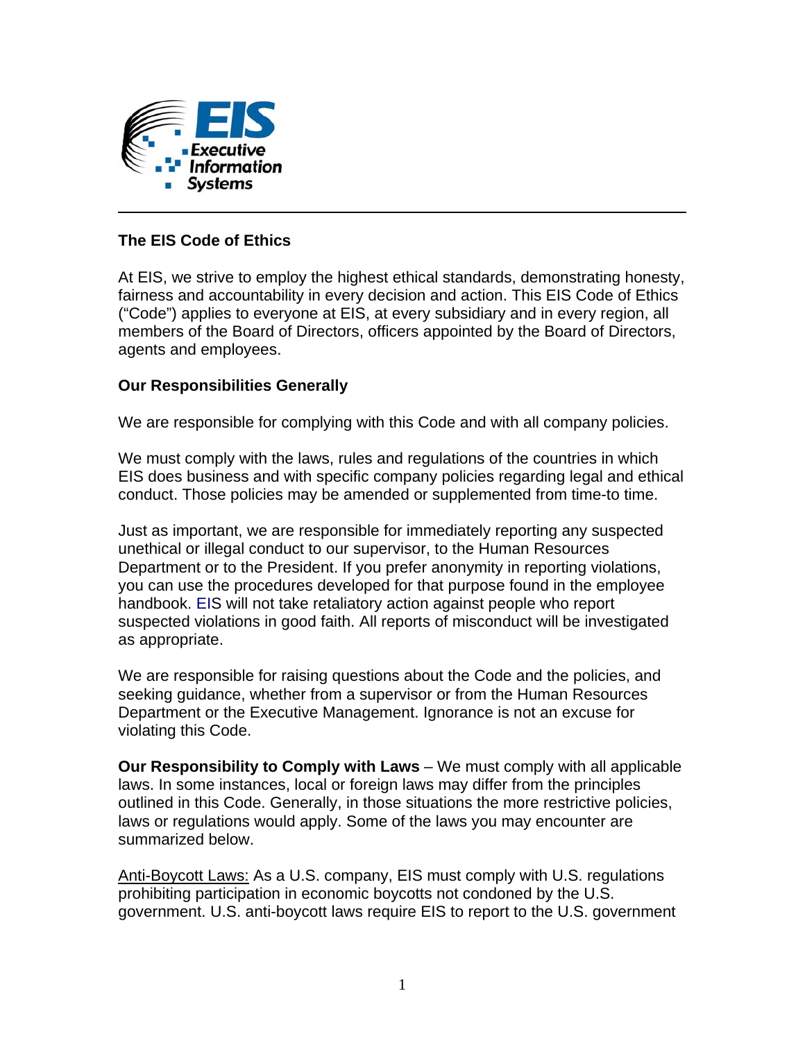# The EIS Code of Ethics

At EIS, we strive to employ the highest ethical standards, demonstrating honesty, fairness and accountability in every decision and action. This EIS Code of Ethics ("Code") applies to everyone at EIS, at every subsidiary and in every region, all members of the Board of Directors, officers appointed by the Board of Directors, agents and employees.

## Our Responsibilities Generally

We are responsible for complying with this Code and with all company policies.

We must comply with the laws, rules and regulations of the countries in which EIS does business and with specific company policies regarding legal and ethical conduct. Those policies may be amended or supplemented from time-to time.

Just as important, we are responsible for immediately reporting any suspected unethical or illegal conduct to our supervisor, to the Human Resources Department or to the President. If you prefer anonymity in reporting violations, you can use the procedures developed for that purpose found in the employee handbook. EIS will not take retaliatory action against people who report suspected violations in good faith. All reports of misconduct will be investigated as appropriate.

We are responsible for raising questions about the Code and the policies, and seeking guidance, whether from a supervisor or from the Human Resources Department or the Executive Management. Ignorance is not an excuse for violating this Code.

**Our Responsibility to Comply with Laws** – We must comply with all applicable laws. In some instances, local or foreign laws may differ from the principles outlined in this Code. Generally, in those situations the more restrictive policies, laws or regulations would apply. Some of the laws you may encounter are summarized below.

Anti-Boycott Laws: As a U.S. company, EIS must comply with U.S. regulations prohibiting participation in economic boycotts not condoned by the U.S. government. U.S. anti-boycott laws require EIS to report to the U.S. government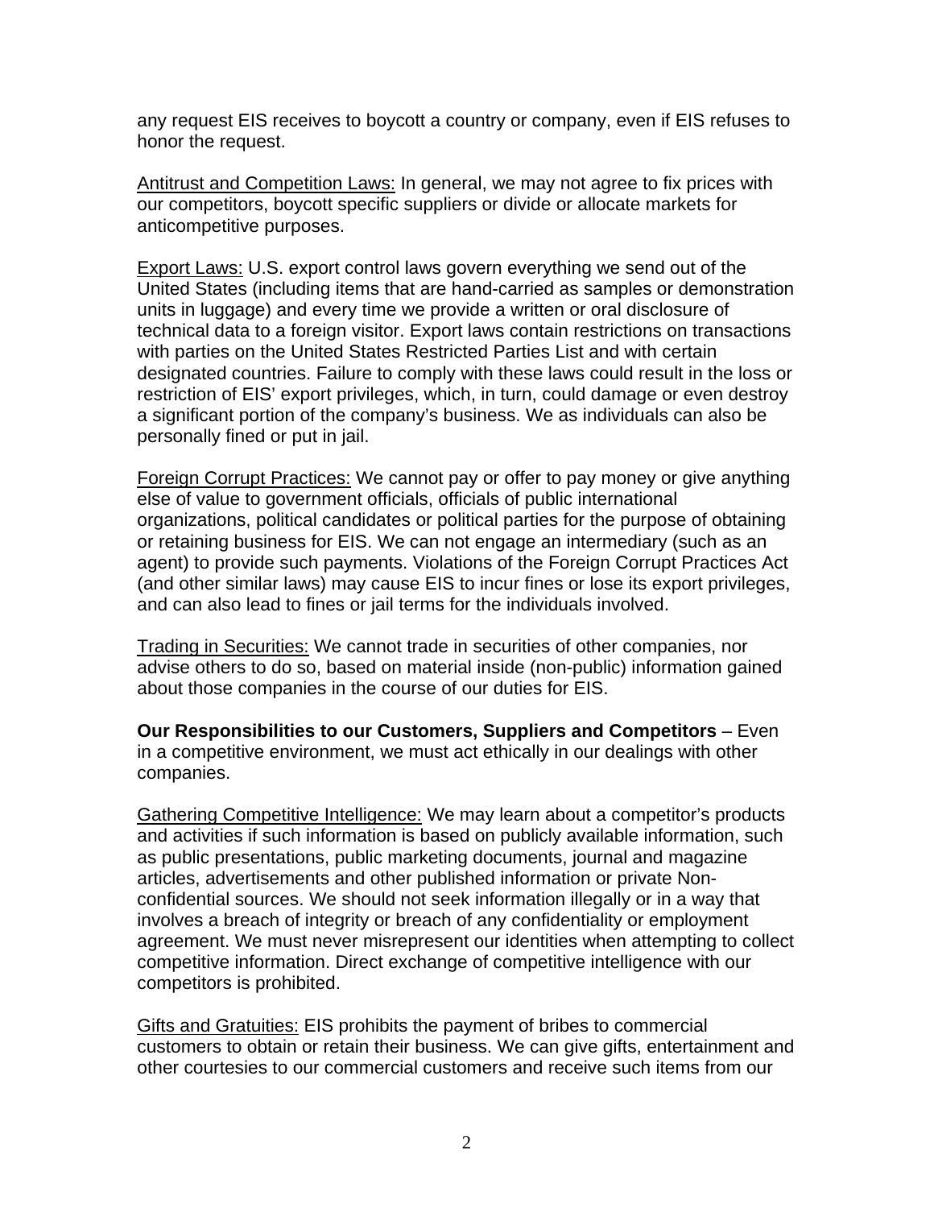any request EIS receives to boycott a country or company, even if EIS refuses to honor the request.

<u>Antitrust and Competition Laws:</u> In general, we may not agree to fix prices with our competitors, boycott specific suppliers or divide or allocate markets for anticompetitive purposes.

<u>Export Laws:</u> U.S. export control laws govern everything we send out of the United States (including items that are hand-carried as samples or demonstration units in luggage) and every time we provide a written or oral disclosure of technical data to a foreign visitor. Export laws contain restrictions on transactions with parties on the United States Restricted Parties List and with certain designated countries. Failure to comply with these laws could result in the loss or restriction of EIS' export privileges, which, in turn, could damage or even destroy a significant portion of the company's business. We as individuals can also be personally fined or put in jail.

<u>Foreign Corrupt Practices:</u> We cannot pay or offer to pay money or give anything else of value to government officials, officials of public international organizations, political candidates or political parties for the purpose of obtaining or retaining business for EIS. We can not engage an intermediary (such as an agent) to provide such payments. Violations of the Foreign Corrupt Practices Act (and other similar laws) may cause EIS to incur fines or lose its export privileges, and can also lead to fines or jail terms for the individuals involved.

<u>Trading in Securities:</u> We cannot trade in securities of other companies, nor advise others to do so, based on material inside (non-public) information gained about those companies in the course of our duties for EIS.

**Our Responsibilities to our Customers, Suppliers and Competitors** – Even in a competitive environment, we must act ethically in our dealings with other companies.

<u>Gathering Competitive Intelligence:</u> We may learn about a competitor's products and activities if such information is based on publicly available information, such as public presentations, public marketing documents, journal and magazine articles, advertisements and other published information or private Non-confidential sources. We should not seek information illegally or in a way that involves a breach of integrity or breach of any confidentiality or employment agreement. We must never misrepresent our identities when attempting to collect competitive information. Direct exchange of competitive intelligence with our competitors is prohibited.

<u>Gifts and Gratuities:</u> EIS prohibits the payment of bribes to commercial customers to obtain or retain their business. We can give gifts, entertainment and other courtesies to our commercial customers and receive such items from our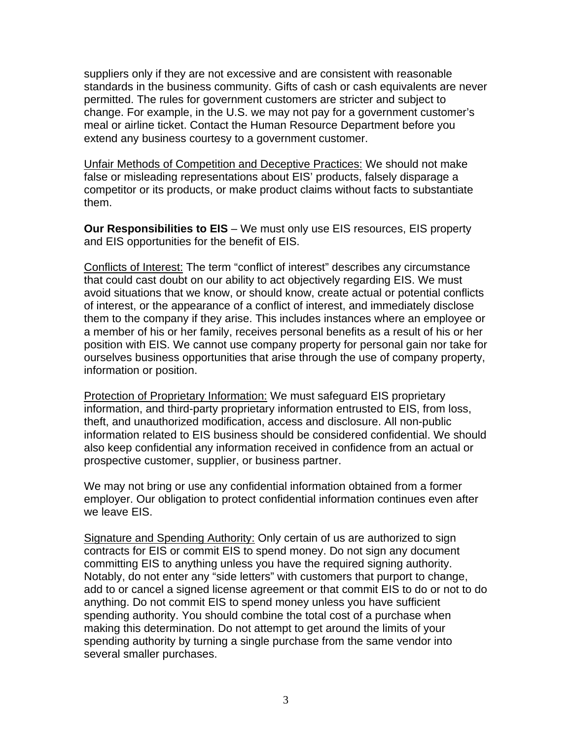suppliers only if they are not excessive and are consistent with reasonable standards in the business community. Gifts of cash or cash equivalents are never permitted. The rules for government customers are stricter and subject to change. For example, in the U.S. we may not pay for a government customer's meal or airline ticket. Contact the Human Resource Department before you extend any business courtesy to a government customer.

<u>Unfair Methods of Competition and Deceptive Practices:</u> We should not make false or misleading representations about EIS' products, falsely disparage a competitor or its products, or make product claims without facts to substantiate them.

**Our Responsibilities to EIS** – We must only use EIS resources, EIS property and EIS opportunities for the benefit of EIS.

<u>Conflicts of Interest:</u> The term "conflict of interest" describes any circumstance that could cast doubt on our ability to act objectively regarding EIS. We must avoid situations that we know, or should know, create actual or potential conflicts of interest, or the appearance of a conflict of interest, and immediately disclose them to the company if they arise. This includes instances where an employee or a member of his or her family, receives personal benefits as a result of his or her position with EIS. We cannot use company property for personal gain nor take for ourselves business opportunities that arise through the use of company property, information or position.

<u>Protection of Proprietary Information:</u> We must safeguard EIS proprietary information, and third-party proprietary information entrusted to EIS, from loss, theft, and unauthorized modification, access and disclosure. All non-public information related to EIS business should be considered confidential. We should also keep confidential any information received in confidence from an actual or prospective customer, supplier, or business partner.

We may not bring or use any confidential information obtained from a former employer. Our obligation to protect confidential information continues even after we leave EIS.

<u>Signature and Spending Authority:</u> Only certain of us are authorized to sign contracts for EIS or commit EIS to spend money. Do not sign any document committing EIS to anything unless you have the required signing authority. Notably, do not enter any "side letters" with customers that purport to change, add to or cancel a signed license agreement or that commit EIS to do or not to do anything. Do not commit EIS to spend money unless you have sufficient spending authority. You should combine the total cost of a purchase when making this determination. Do not attempt to get around the limits of your spending authority by turning a single purchase from the same vendor into several smaller purchases.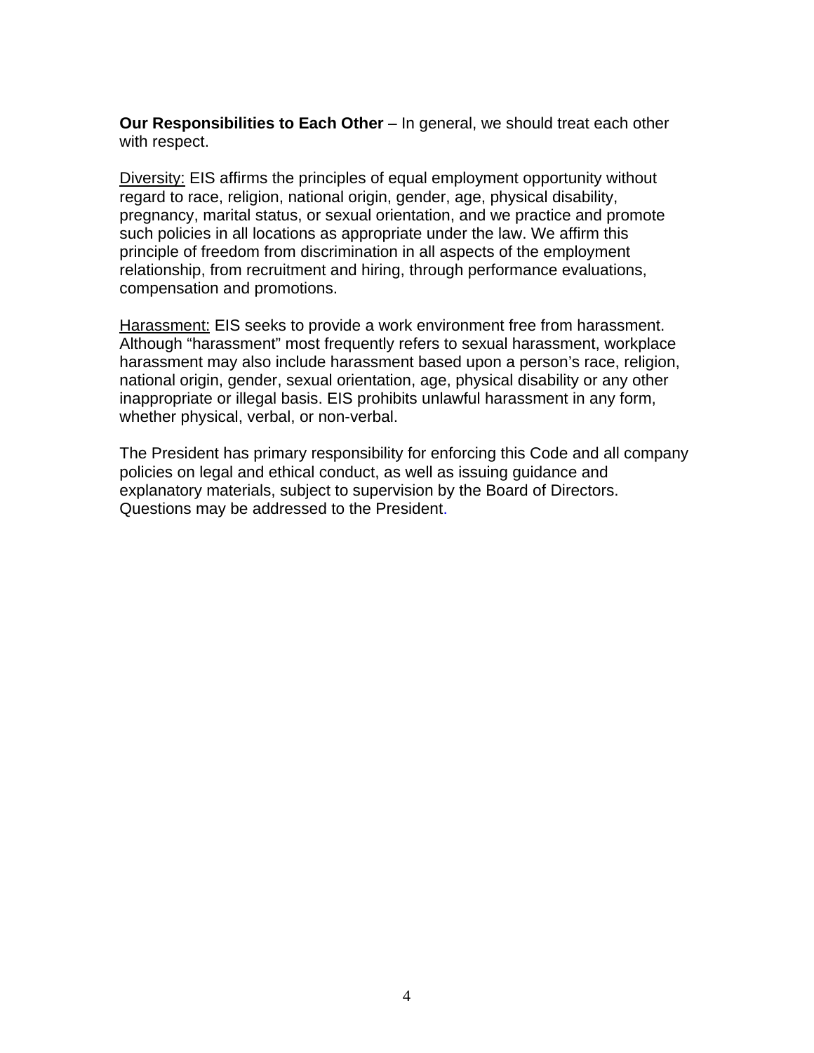**Our Responsibilities to Each Other** – In general, we should treat each other with respect.

<u>Diversity:</u> EIS affirms the principles of equal employment opportunity without regard to race, religion, national origin, gender, age, physical disability, pregnancy, marital status, or sexual orientation, and we practice and promote such policies in all locations as appropriate under the law. We affirm this principle of freedom from discrimination in all aspects of the employment relationship, from recruitment and hiring, through performance evaluations, compensation and promotions.

<u>Harassment:</u> EIS seeks to provide a work environment free from harassment. Although "harassment" most frequently refers to sexual harassment, workplace harassment may also include harassment based upon a person's race, religion, national origin, gender, sexual orientation, age, physical disability or any other inappropriate or illegal basis. EIS prohibits unlawful harassment in any form, whether physical, verbal, or non-verbal.

The President has primary responsibility for enforcing this Code and all company policies on legal and ethical conduct, as well as issuing guidance and explanatory materials, subject to supervision by the Board of Directors. Questions may be addressed to the President.